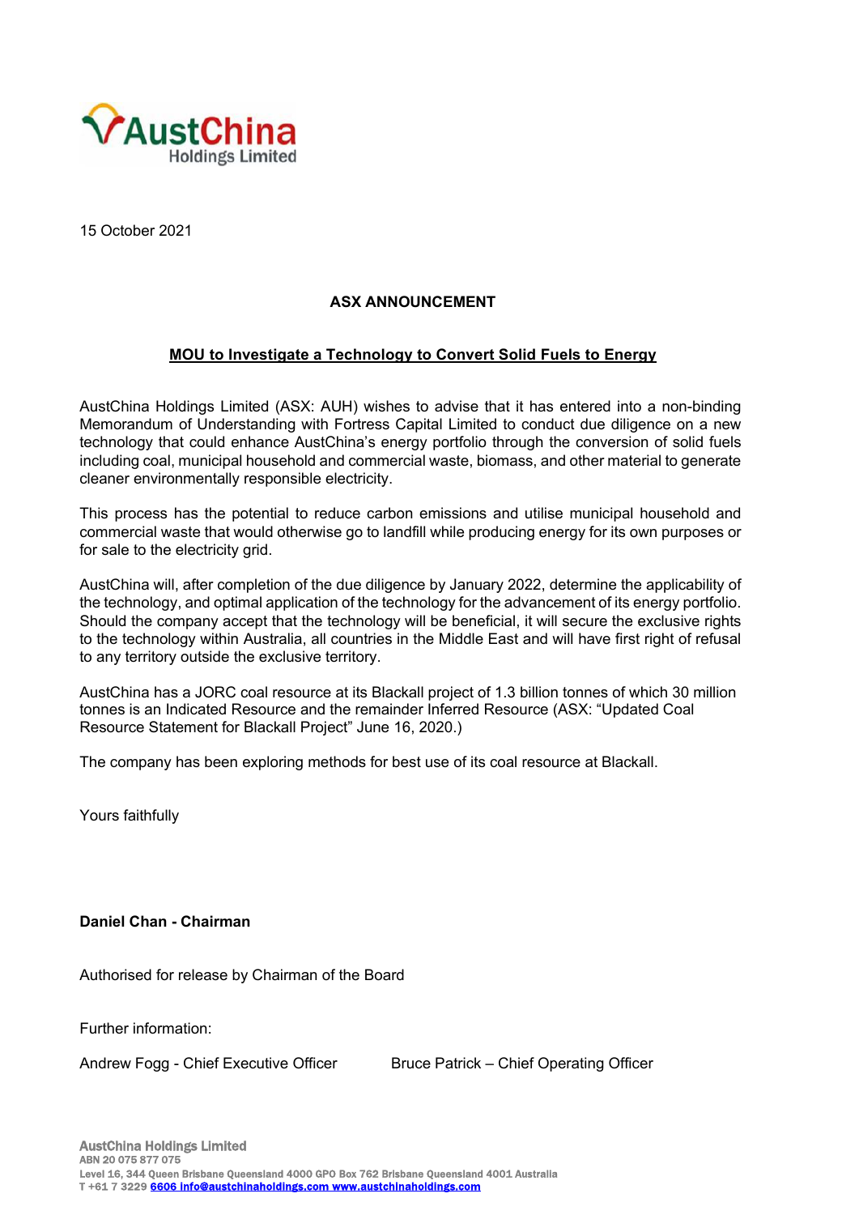AustChina Holdings Limited

15 October 2021

**ASX ANNOUNCEMENT**

**MOU to Investigate a Technology to Convert Solid Fuels to Energy**

AustChina Holdings Limited (ASX: AUH) wishes to advise that it has entered into a non-binding Memorandum of Understanding with Fortress Capital Limited to conduct due diligence on a new technology that could enhance AustChina's energy portfolio through the conversion of solid fuels including coal, municipal household and commercial waste, biomass, and other material to generate cleaner environmentally responsible electricity.

This process has the potential to reduce carbon emissions and utilise municipal household and commercial waste that would otherwise go to landfill while producing energy for its own purposes or for sale to the electricity grid.

AustChina will, after completion of the due diligence by January 2022, determine the applicability of the technology, and optimal application of the technology for the advancement of its energy portfolio. Should the company accept that the technology will be beneficial, it will secure the exclusive rights to the technology within Australia, all countries in the Middle East and will have first right of refusal to any territory outside the exclusive territory.

AustChina has a JORC coal resource at its Blackall project of 1.3 billion tonnes of which 30 million tonnes is an Indicated Resource and the remainder Inferred Resource (ASX: "Updated Coal Resource Statement for Blackall Project" June 16, 2020.)

The company has been exploring methods for best use of its coal resource at Blackall.

Yours faithfully

**Daniel Chan - Chairman**

Authorised for release by Chairman of the Board

Further information:

Andrew Fogg - Chief Executive Officer

Bruce Patrick – Chief Operating Officer

AustChina Holdings Limited
ABN 20 075 877 075
Level 16, 344 Queen Brisbane Queensland 4000 GPO Box 762 Brisbane Queensland 4001 Australia
T +61 7 3229 6606 info@austchinaholdings.com www.austchinaholdings.com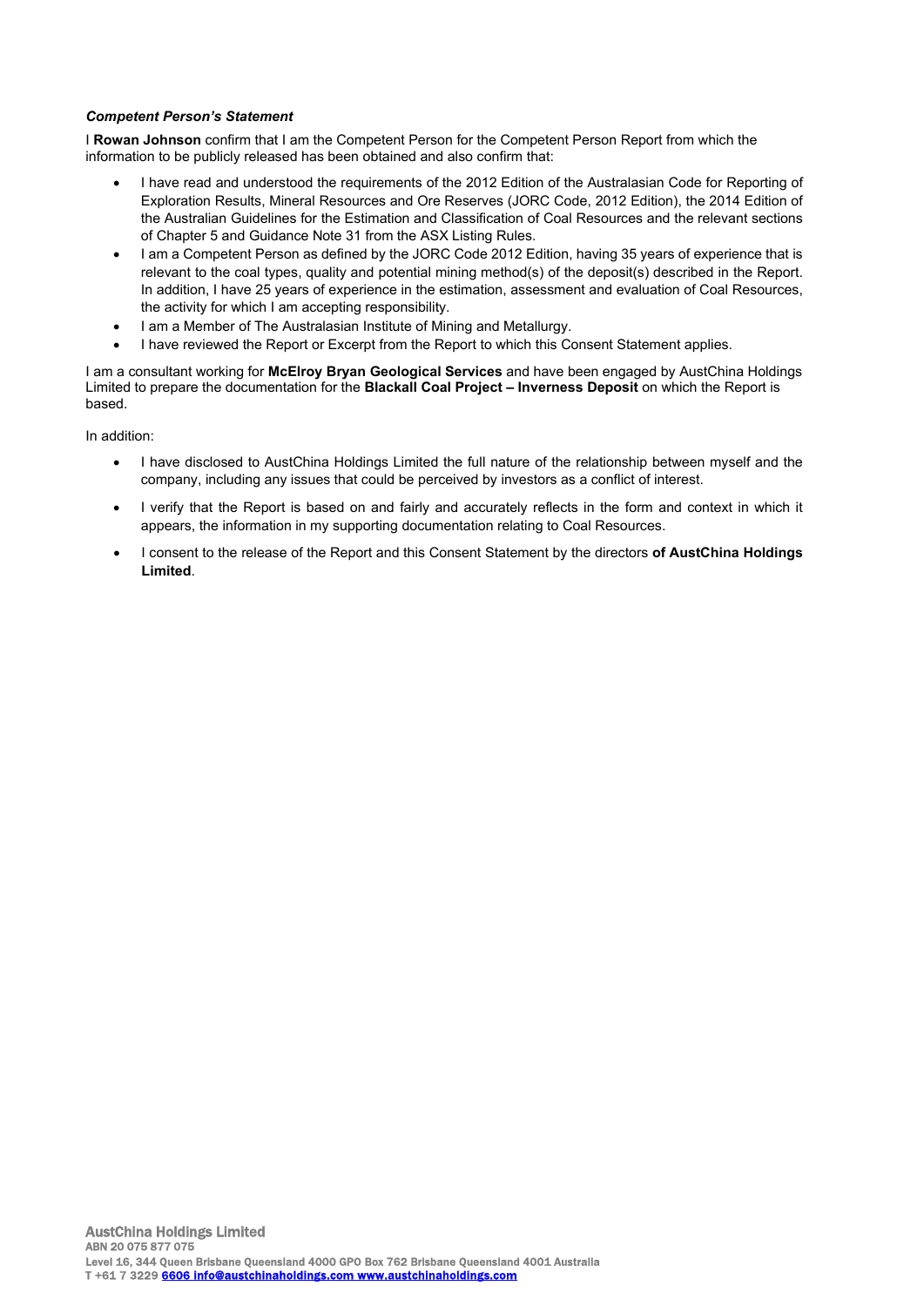***Competent Person's Statement***

I **Rowan Johnson** confirm that I am the Competent Person for the Competent Person Report from which the information to be publicly released has been obtained and also confirm that:

- I have read and understood the requirements of the 2012 Edition of the Australasian Code for Reporting of Exploration Results, Mineral Resources and Ore Reserves (JORC Code, 2012 Edition), the 2014 Edition of the Australian Guidelines for the Estimation and Classification of Coal Resources and the relevant sections of Chapter 5 and Guidance Note 31 from the ASX Listing Rules.
- I am a Competent Person as defined by the JORC Code 2012 Edition, having 35 years of experience that is relevant to the coal types, quality and potential mining method(s) of the deposit(s) described in the Report. In addition, I have 25 years of experience in the estimation, assessment and evaluation of Coal Resources, the activity for which I am accepting responsibility.
- I am a Member of The Australasian Institute of Mining and Metallurgy.
- I have reviewed the Report or Excerpt from the Report to which this Consent Statement applies.

I am a consultant working for **McElroy Bryan Geological Services** and have been engaged by AustChina Holdings Limited to prepare the documentation for the **Blackall Coal Project – Inverness Deposit** on which the Report is based.

In addition:

- I have disclosed to AustChina Holdings Limited the full nature of the relationship between myself and the company, including any issues that could be perceived by investors as a conflict of interest.
- I verify that the Report is based on and fairly and accurately reflects in the form and context in which it appears, the information in my supporting documentation relating to Coal Resources.
- I consent to the release of the Report and this Consent Statement by the directors **of AustChina Holdings Limited**.

**AustChina Holdings Limited**
ABN 20 075 877 075
Level 16, 344 Queen Brisbane Queensland 4000 GPO Box 762 Brisbane Queensland 4001 Australia
T +61 7 3229 6606 info@austchinaholdings.com www.austchinaholdings.com